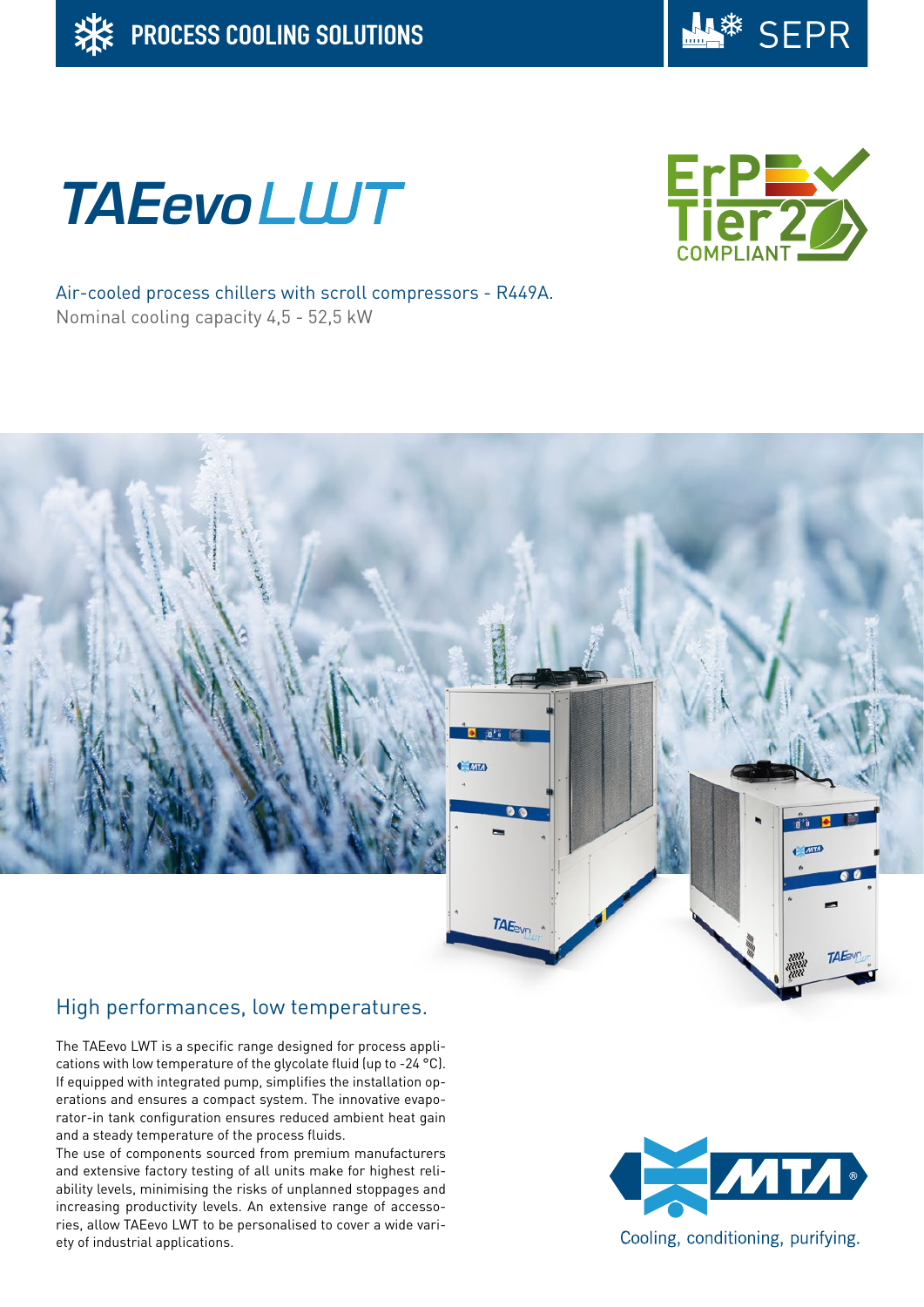PROCESS COOLING SOLUTIONS

SEPR

# TAEevo LWT

ErP Tier 2 COMPLIANT

Air-cooled process chillers with scroll compressors - R449A.
Nominal cooling capacity 4,5 - 52,5 kW

## High performances, low temperatures.

The TAEevo LWT is a specific range designed for process applications with low temperature of the glycolate fluid (up to -24 °C). If equipped with integrated pump, simplifies the installation operations and ensures a compact system. The innovative evaporator-in tank configuration ensures reduced ambient heat gain and a steady temperature of the process fluids.
The use of components sourced from premium manufacturers and extensive factory testing of all units make for highest reliability levels, minimising the risks of unplanned stoppages and increasing productivity levels. An extensive range of accessories, allow TAEevo LWT to be personalised to cover a wide variety of industrial applications.

MTA®
Cooling, conditioning, purifying.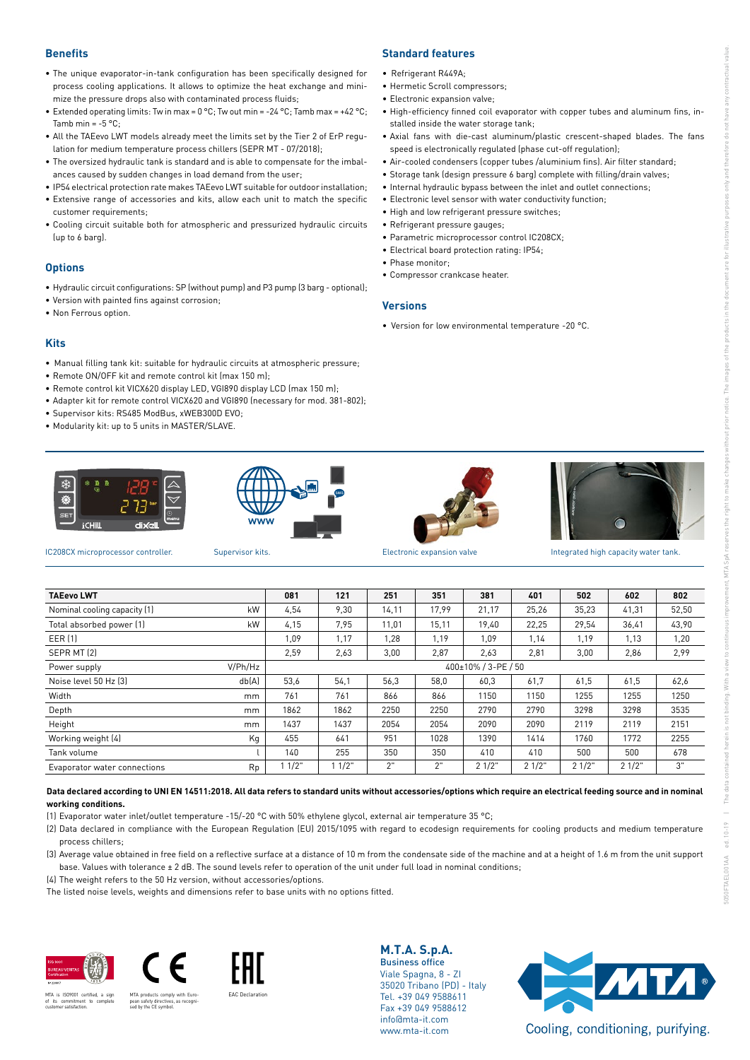## Benefits

- The unique evaporator-in-tank configuration has been specifically designed for process cooling applications. It allows to optimize the heat exchange and minimize the pressure drops also with contaminated process fluids;
- Extended operating limits: Tw in max = 0 °C; Tw out min = -24 °C; Tamb max = +42 °C; Tamb min = -5 °C;
- All the TAEevo LWT models already meet the limits set by the Tier 2 of ErP regulation for medium temperature process chillers (SEPR MT - 07/2018);
- The oversized hydraulic tank is standard and is able to compensate for the imbalances caused by sudden changes in load demand from the user;
- IP54 electrical protection rate makes TAEevo LWT suitable for outdoor installation;
- Extensive range of accessories and kits, allow each unit to match the specific customer requirements;
- Cooling circuit suitable both for atmospheric and pressurized hydraulic circuits (up to 6 barg).

## Options

- Hydraulic circuit configurations: SP (without pump) and P3 pump (3 barg - optional);
- Version with painted fins against corrosion;
- Non Ferrous option.

## Kits

- Manual filling tank kit: suitable for hydraulic circuits at atmospheric pressure;
- Remote ON/OFF kit and remote control kit (max 150 m);
- Remote control kit VICX620 display LED, VGI890 display LCD (max 150 m);
- Adapter kit for remote control VICX620 and VGI890 (necessary for mod. 381-802);
- Supervisor kits: RS485 ModBus, xWEB300D EVO;
- Modularity kit: up to 5 units in MASTER/SLAVE.

## Standard features

- Refrigerant R449A;
- Hermetic Scroll compressors;
- Electronic expansion valve;
- High-efficiency finned coil evaporator with copper tubes and aluminum fins, installed inside the water storage tank;
- Axial fans with die-cast aluminum/plastic crescent-shaped blades. The fans speed is electronically regulated (phase cut-off regulation);
- Air-cooled condensers (copper tubes /aluminium fins). Air filter standard;
- Storage tank (design pressure 6 barg) complete with filling/drain valves;
- Internal hydraulic bypass between the inlet and outlet connections;
- Electronic level sensor with water conductivity function;
- High and low refrigerant pressure switches;
- Refrigerant pressure gauges;
- Parametric microprocessor control IC208CX;
- Electrical board protection rating: IP54;
- Phase monitor;
- Compressor crankcase heater.

## Versions

- Version for low environmental temperature -20 °C.

IC208CX microprocessor controller.

Supervisor kits.

Electronic expansion valve

Integrated high capacity water tank.

| TAEevo LWT | | 081 | 121 | 251 | 351 | 381 | 401 | 502 | 602 | 802 |
|---|---|---|---|---|---|---|---|---|---|---|
| Nominal cooling capacity (1) | kW | 4,54 | 9,30 | 14,11 | 17,99 | 21,17 | 25,26 | 35,23 | 41,31 | 52,50 |
| Total absorbed power (1) | kW | 4,15 | 7,95 | 11,01 | 15,11 | 19,40 | 22,25 | 29,54 | 36,41 | 43,90 |
| EER (1) | | 1,09 | 1,17 | 1,28 | 1,19 | 1,09 | 1,14 | 1,19 | 1,13 | 1,20 |
| SEPR MT (2) | | 2,59 | 2,63 | 3,00 | 2,87 | 2,63 | 2,81 | 3,00 | 2,86 | 2,99 |
| Power supply | V/Ph/Hz | 400±10% / 3-PE / 50 | | | | | | | | |
| Noise level 50 Hz (3) | db(A) | 53,6 | 54,1 | 56,3 | 58,0 | 60,3 | 61,7 | 61,5 | 61,5 | 62,6 |
| Width | mm | 761 | 761 | 866 | 866 | 1150 | 1150 | 1255 | 1255 | 1250 |
| Depth | mm | 1862 | 1862 | 2250 | 2250 | 2790 | 2790 | 3298 | 3298 | 3535 |
| Height | mm | 1437 | 1437 | 2054 | 2054 | 2090 | 2090 | 2119 | 2119 | 2151 |
| Working weight (4) | Kg | 455 | 641 | 951 | 1028 | 1390 | 1414 | 1760 | 1772 | 2255 |
| Tank volume | l | 140 | 255 | 350 | 350 | 410 | 410 | 500 | 500 | 678 |
| Evaporator water connections | Rp | 1 1/2" | 1 1/2" | 2" | 2" | 2 1/2" | 2 1/2" | 2 1/2" | 2 1/2" | 3" |

**Data declared according to UNI EN 14511:2018. All data refers to standard units without accessories/options which require an electrical feeding source and in nominal working conditions.**

(1) Evaporator water inlet/outlet temperature -15/-20 °C with 50% ethylene glycol, external air temperature 35 °C;

(2) Data declared in compliance with the European Regulation (EU) 2015/1095 with regard to ecodesign requirements for cooling products and medium temperature process chillers;

(3) Average value obtained in free field on a reflective surface at a distance of 10 m from the condensate side of the machine and at a height of 1.6 m from the unit support base. Values with tolerance ± 2 dB. The sound levels refer to operation of the unit under full load in nominal conditions;

(4) The weight refers to the 50 Hz version, without accessories/options.

The listed noise levels, weights and dimensions refer to base units with no options fitted.

MTA is ISO9001 certified, a sign of its commitment to complete customer satisfaction.

MTA products comply with European safety directives, as recognised by the CE symbol.

EAC Declaration

**M.T.A. S.p.A.**
Business office
Viale Spagna, 8 - ZI
35020 Tribano (PD) - Italy
Tel. +39 049 9588611
Fax +39 049 9588612
info@mta-it.com
www.mta-it.com

Cooling, conditioning, purifying.

The data contained herein is not binding. With a view to continuous improvement, MTA SpA reserves the right to make changes without prior notice. The images of the products in the document are for illustrative purposes only and therefore do not have any contractual value.

5050FTAEL001AA ed. 10-19